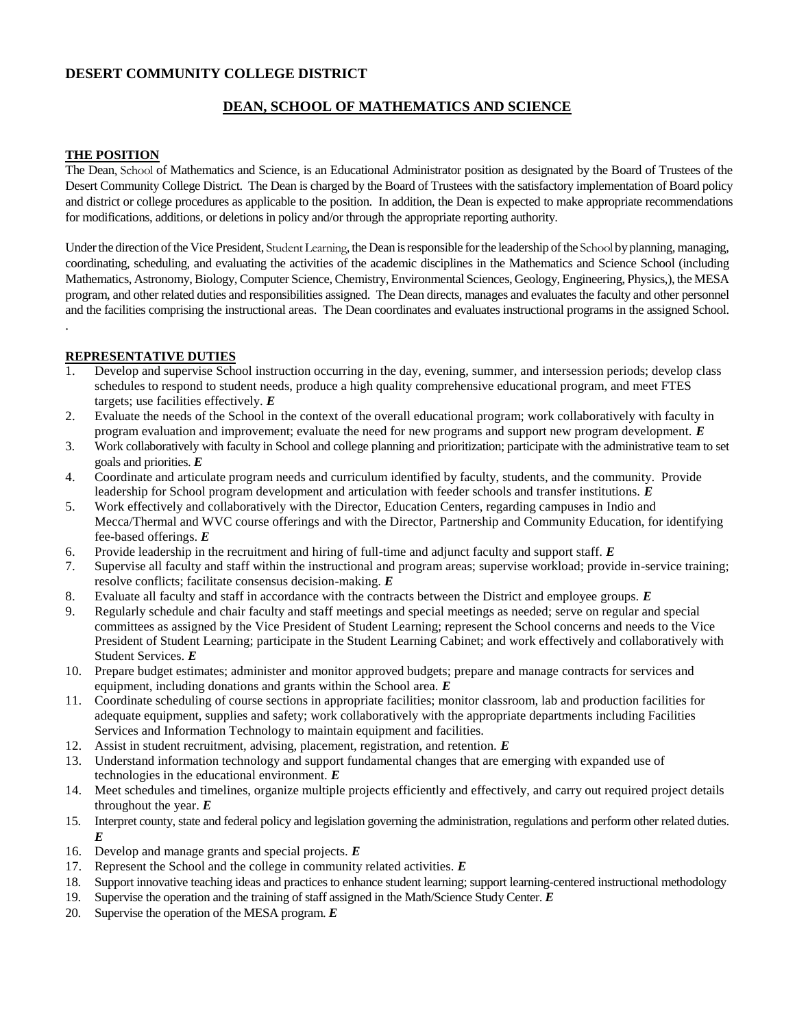**DESERT COMMUNITY COLLEGE DISTRICT**

## DEAN, SCHOOL OF MATHEMATICS AND SCIENCE

### THE POSITION

The Dean, School of Mathematics and Science, is an Educational Administrator position as designated by the Board of Trustees of the Desert Community College District. The Dean is charged by the Board of Trustees with the satisfactory implementation of Board policy and district or college procedures as applicable to the position. In addition, the Dean is expected to make appropriate recommendations for modifications, additions, or deletions in policy and/or through the appropriate reporting authority.

Under the direction of the Vice President, Student Learning, the Dean is responsible for the leadership of the School by planning, managing, coordinating, scheduling, and evaluating the activities of the academic disciplines in the Mathematics and Science School (including Mathematics, Astronomy, Biology, Computer Science, Chemistry, Environmental Sciences, Geology, Engineering, Physics,), the MESA program, and other related duties and responsibilities assigned. The Dean directs, manages and evaluates the faculty and other personnel and the facilities comprising the instructional areas. The Dean coordinates and evaluates instructional programs in the assigned School.

.

### REPRESENTATIVE DUTIES

1. Develop and supervise School instruction occurring in the day, evening, summer, and intersession periods; develop class schedules to respond to student needs, produce a high quality comprehensive educational program, and meet FTES targets; use facilities effectively. ***E***
2. Evaluate the needs of the School in the context of the overall educational program; work collaboratively with faculty in program evaluation and improvement; evaluate the need for new programs and support new program development. ***E***
3. Work collaboratively with faculty in School and college planning and prioritization; participate with the administrative team to set goals and priorities. ***E***
4. Coordinate and articulate program needs and curriculum identified by faculty, students, and the community. Provide leadership for School program development and articulation with feeder schools and transfer institutions. ***E***
5. Work effectively and collaboratively with the Director, Education Centers, regarding campuses in Indio and Mecca/Thermal and WVC course offerings and with the Director, Partnership and Community Education, for identifying fee-based offerings. ***E***
6. Provide leadership in the recruitment and hiring of full-time and adjunct faculty and support staff. ***E***
7. Supervise all faculty and staff within the instructional and program areas; supervise workload; provide in-service training; resolve conflicts; facilitate consensus decision-making. ***E***
8. Evaluate all faculty and staff in accordance with the contracts between the District and employee groups. ***E***
9. Regularly schedule and chair faculty and staff meetings and special meetings as needed; serve on regular and special committees as assigned by the Vice President of Student Learning; represent the School concerns and needs to the Vice President of Student Learning; participate in the Student Learning Cabinet; and work effectively and collaboratively with Student Services. ***E***
10. Prepare budget estimates; administer and monitor approved budgets; prepare and manage contracts for services and equipment, including donations and grants within the School area. ***E***
11. Coordinate scheduling of course sections in appropriate facilities; monitor classroom, lab and production facilities for adequate equipment, supplies and safety; work collaboratively with the appropriate departments including Facilities Services and Information Technology to maintain equipment and facilities.
12. Assist in student recruitment, advising, placement, registration, and retention. ***E***
13. Understand information technology and support fundamental changes that are emerging with expanded use of technologies in the educational environment. ***E***
14. Meet schedules and timelines, organize multiple projects efficiently and effectively, and carry out required project details throughout the year. ***E***
15. Interpret county, state and federal policy and legislation governing the administration, regulations and perform other related duties. ***E***
16. Develop and manage grants and special projects. ***E***
17. Represent the School and the college in community related activities. ***E***
18. Support innovative teaching ideas and practices to enhance student learning; support learning-centered instructional methodology
19. Supervise the operation and the training of staff assigned in the Math/Science Study Center. ***E***
20. Supervise the operation of the MESA program. ***E***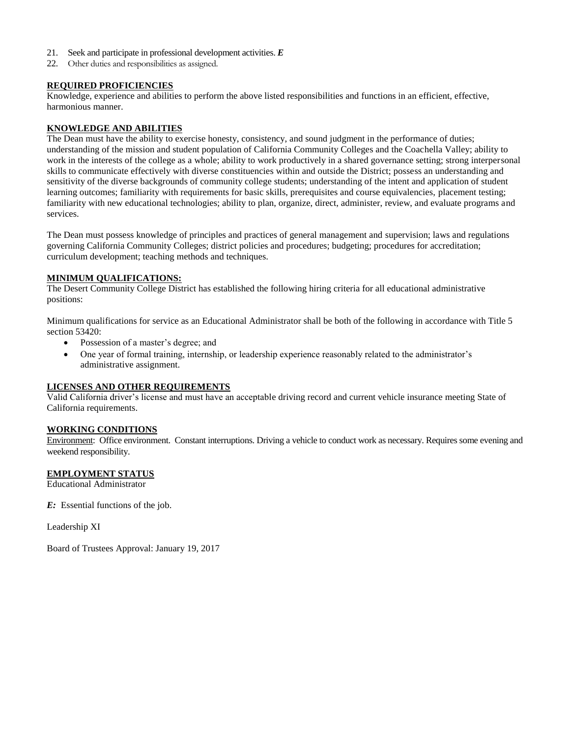21. Seek and participate in professional development activities. ***E***
22. Other duties and responsibilities as assigned.

**REQUIRED PROFICIENCIES**

Knowledge, experience and abilities to perform the above listed responsibilities and functions in an efficient, effective, harmonious manner.

**KNOWLEDGE AND ABILITIES**

The Dean must have the ability to exercise honesty, consistency, and sound judgment in the performance of duties; understanding of the mission and student population of California Community Colleges and the Coachella Valley; ability to work in the interests of the college as a whole; ability to work productively in a shared governance setting; strong interpersonal skills to communicate effectively with diverse constituencies within and outside the District; possess an understanding and sensitivity of the diverse backgrounds of community college students; understanding of the intent and application of student learning outcomes; familiarity with requirements for basic skills, prerequisites and course equivalencies, placement testing; familiarity with new educational technologies; ability to plan, organize, direct, administer, review, and evaluate programs and services.

The Dean must possess knowledge of principles and practices of general management and supervision; laws and regulations governing California Community Colleges; district policies and procedures; budgeting; procedures for accreditation; curriculum development; teaching methods and techniques.

**MINIMUM QUALIFICATIONS:**

The Desert Community College District has established the following hiring criteria for all educational administrative positions:

Minimum qualifications for service as an Educational Administrator shall be both of the following in accordance with Title 5 section 53420:

- Possession of a master's degree; and
- One year of formal training, internship, or leadership experience reasonably related to the administrator's administrative assignment.

**LICENSES AND OTHER REQUIREMENTS**

Valid California driver's license and must have an acceptable driving record and current vehicle insurance meeting State of California requirements.

**WORKING CONDITIONS**

Environment: Office environment. Constant interruptions. Driving a vehicle to conduct work as necessary. Requires some evening and weekend responsibility.

**EMPLOYMENT STATUS**

Educational Administrator

***E:*** Essential functions of the job.

Leadership XI

Board of Trustees Approval: January 19, 2017